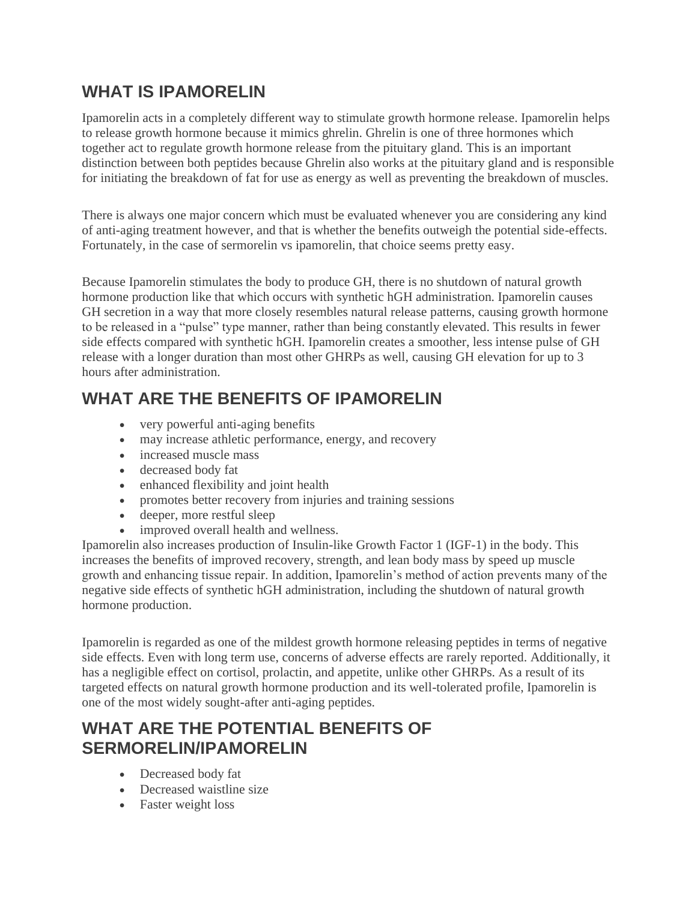## WHAT IS IPAMORELIN

Ipamorelin acts in a completely different way to stimulate growth hormone release. Ipamorelin helps to release growth hormone because it mimics ghrelin. Ghrelin is one of three hormones which together act to regulate growth hormone release from the pituitary gland. This is an important distinction between both peptides because Ghrelin also works at the pituitary gland and is responsible for initiating the breakdown of fat for use as energy as well as preventing the breakdown of muscles.

There is always one major concern which must be evaluated whenever you are considering any kind of anti-aging treatment however, and that is whether the benefits outweigh the potential side-effects. Fortunately, in the case of sermorelin vs ipamorelin, that choice seems pretty easy.

Because Ipamorelin stimulates the body to produce GH, there is no shutdown of natural growth hormone production like that which occurs with synthetic hGH administration. Ipamorelin causes GH secretion in a way that more closely resembles natural release patterns, causing growth hormone to be released in a "pulse" type manner, rather than being constantly elevated. This results in fewer side effects compared with synthetic hGH. Ipamorelin creates a smoother, less intense pulse of GH release with a longer duration than most other GHRPs as well, causing GH elevation for up to 3 hours after administration.

## WHAT ARE THE BENEFITS OF IPAMORELIN

- very powerful anti-aging benefits
- may increase athletic performance, energy, and recovery
- increased muscle mass
- decreased body fat
- enhanced flexibility and joint health
- promotes better recovery from injuries and training sessions
- deeper, more restful sleep
- improved overall health and wellness.

Ipamorelin also increases production of Insulin-like Growth Factor 1 (IGF-1) in the body. This increases the benefits of improved recovery, strength, and lean body mass by speed up muscle growth and enhancing tissue repair. In addition, Ipamorelin's method of action prevents many of the negative side effects of synthetic hGH administration, including the shutdown of natural growth hormone production.

Ipamorelin is regarded as one of the mildest growth hormone releasing peptides in terms of negative side effects. Even with long term use, concerns of adverse effects are rarely reported. Additionally, it has a negligible effect on cortisol, prolactin, and appetite, unlike other GHRPs. As a result of its targeted effects on natural growth hormone production and its well-tolerated profile, Ipamorelin is one of the most widely sought-after anti-aging peptides.

## WHAT ARE THE POTENTIAL BENEFITS OF SERMORELIN/IPAMORELIN

- Decreased body fat
- Decreased waistline size
- Faster weight loss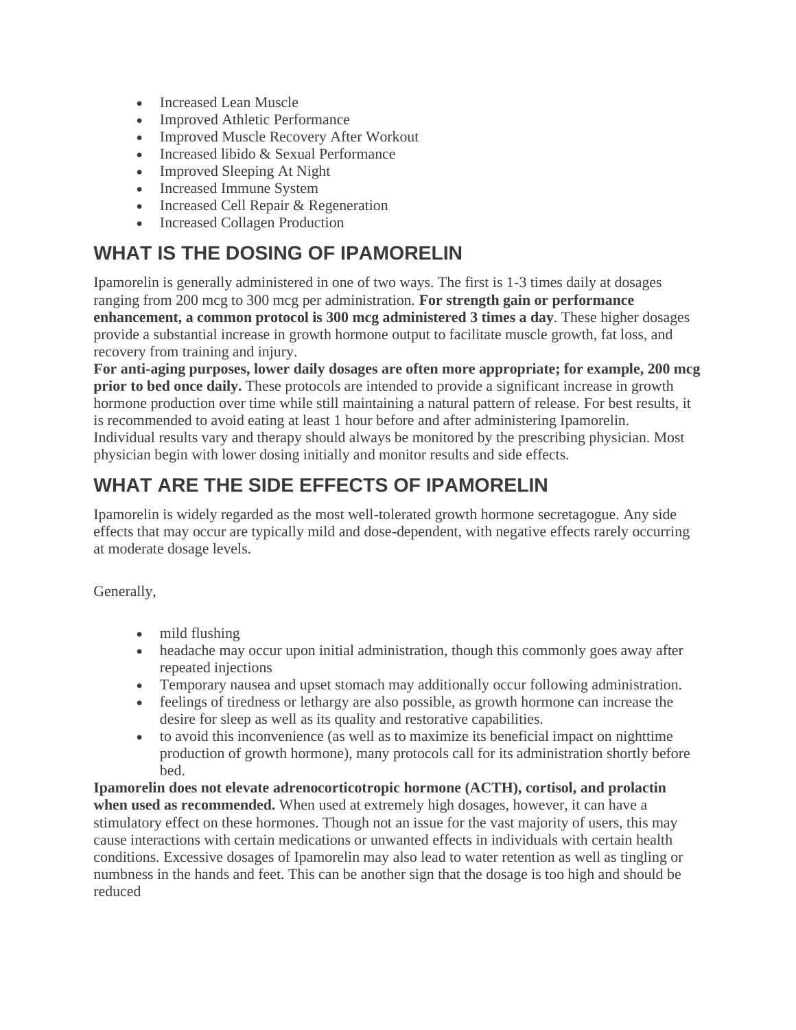- Increased Lean Muscle
- Improved Athletic Performance
- Improved Muscle Recovery After Workout
- Increased libido & Sexual Performance
- Improved Sleeping At Night
- Increased Immune System
- Increased Cell Repair & Regeneration
- Increased Collagen Production

## WHAT IS THE DOSING OF IPAMORELIN

Ipamorelin is generally administered in one of two ways. The first is 1-3 times daily at dosages ranging from 200 mcg to 300 mcg per administration. **For strength gain or performance enhancement, a common protocol is 300 mcg administered 3 times a day**. These higher dosages provide a substantial increase in growth hormone output to facilitate muscle growth, fat loss, and recovery from training and injury.
**For anti-aging purposes, lower daily dosages are often more appropriate; for example, 200 mcg prior to bed once daily.** These protocols are intended to provide a significant increase in growth hormone production over time while still maintaining a natural pattern of release. For best results, it is recommended to avoid eating at least 1 hour before and after administering Ipamorelin. Individual results vary and therapy should always be monitored by the prescribing physician. Most physician begin with lower dosing initially and monitor results and side effects.

## WHAT ARE THE SIDE EFFECTS OF IPAMORELIN

Ipamorelin is widely regarded as the most well-tolerated growth hormone secretagogue. Any side effects that may occur are typically mild and dose-dependent, with negative effects rarely occurring at moderate dosage levels.

Generally,

- mild flushing
- headache may occur upon initial administration, though this commonly goes away after repeated injections
- Temporary nausea and upset stomach may additionally occur following administration.
- feelings of tiredness or lethargy are also possible, as growth hormone can increase the desire for sleep as well as its quality and restorative capabilities.
- to avoid this inconvenience (as well as to maximize its beneficial impact on nighttime production of growth hormone), many protocols call for its administration shortly before bed.

**Ipamorelin does not elevate adrenocorticotropic hormone (ACTH), cortisol, and prolactin when used as recommended.** When used at extremely high dosages, however, it can have a stimulatory effect on these hormones. Though not an issue for the vast majority of users, this may cause interactions with certain medications or unwanted effects in individuals with certain health conditions. Excessive dosages of Ipamorelin may also lead to water retention as well as tingling or numbness in the hands and feet. This can be another sign that the dosage is too high and should be reduced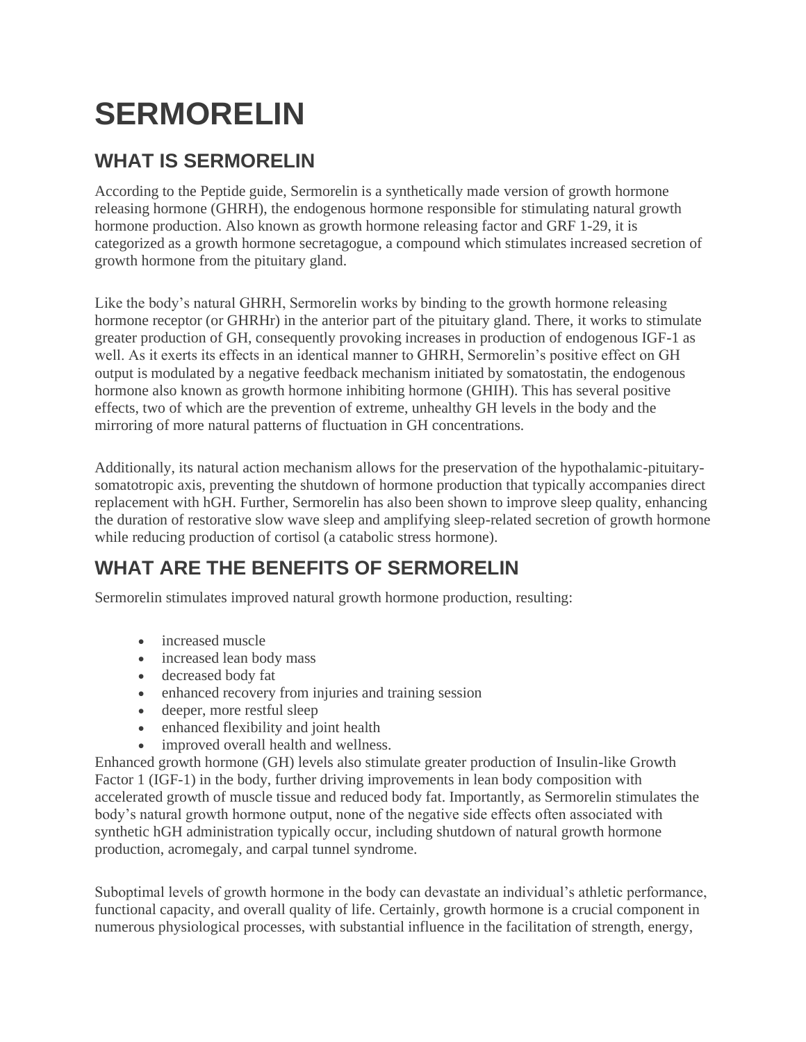# SERMORELIN

## WHAT IS SERMORELIN

According to the Peptide guide, Sermorelin is a synthetically made version of growth hormone releasing hormone (GHRH), the endogenous hormone responsible for stimulating natural growth hormone production. Also known as growth hormone releasing factor and GRF 1-29, it is categorized as a growth hormone secretagogue, a compound which stimulates increased secretion of growth hormone from the pituitary gland.

Like the body's natural GHRH, Sermorelin works by binding to the growth hormone releasing hormone receptor (or GHRHr) in the anterior part of the pituitary gland. There, it works to stimulate greater production of GH, consequently provoking increases in production of endogenous IGF-1 as well. As it exerts its effects in an identical manner to GHRH, Sermorelin's positive effect on GH output is modulated by a negative feedback mechanism initiated by somatostatin, the endogenous hormone also known as growth hormone inhibiting hormone (GHIH). This has several positive effects, two of which are the prevention of extreme, unhealthy GH levels in the body and the mirroring of more natural patterns of fluctuation in GH concentrations.

Additionally, its natural action mechanism allows for the preservation of the hypothalamic-pituitary-somatotropic axis, preventing the shutdown of hormone production that typically accompanies direct replacement with hGH. Further, Sermorelin has also been shown to improve sleep quality, enhancing the duration of restorative slow wave sleep and amplifying sleep-related secretion of growth hormone while reducing production of cortisol (a catabolic stress hormone).

## WHAT ARE THE BENEFITS OF SERMORELIN

Sermorelin stimulates improved natural growth hormone production, resulting:

- increased muscle
- increased lean body mass
- decreased body fat
- enhanced recovery from injuries and training session
- deeper, more restful sleep
- enhanced flexibility and joint health
- improved overall health and wellness.

Enhanced growth hormone (GH) levels also stimulate greater production of Insulin-like Growth Factor 1 (IGF-1) in the body, further driving improvements in lean body composition with accelerated growth of muscle tissue and reduced body fat. Importantly, as Sermorelin stimulates the body's natural growth hormone output, none of the negative side effects often associated with synthetic hGH administration typically occur, including shutdown of natural growth hormone production, acromegaly, and carpal tunnel syndrome.

Suboptimal levels of growth hormone in the body can devastate an individual's athletic performance, functional capacity, and overall quality of life. Certainly, growth hormone is a crucial component in numerous physiological processes, with substantial influence in the facilitation of strength, energy,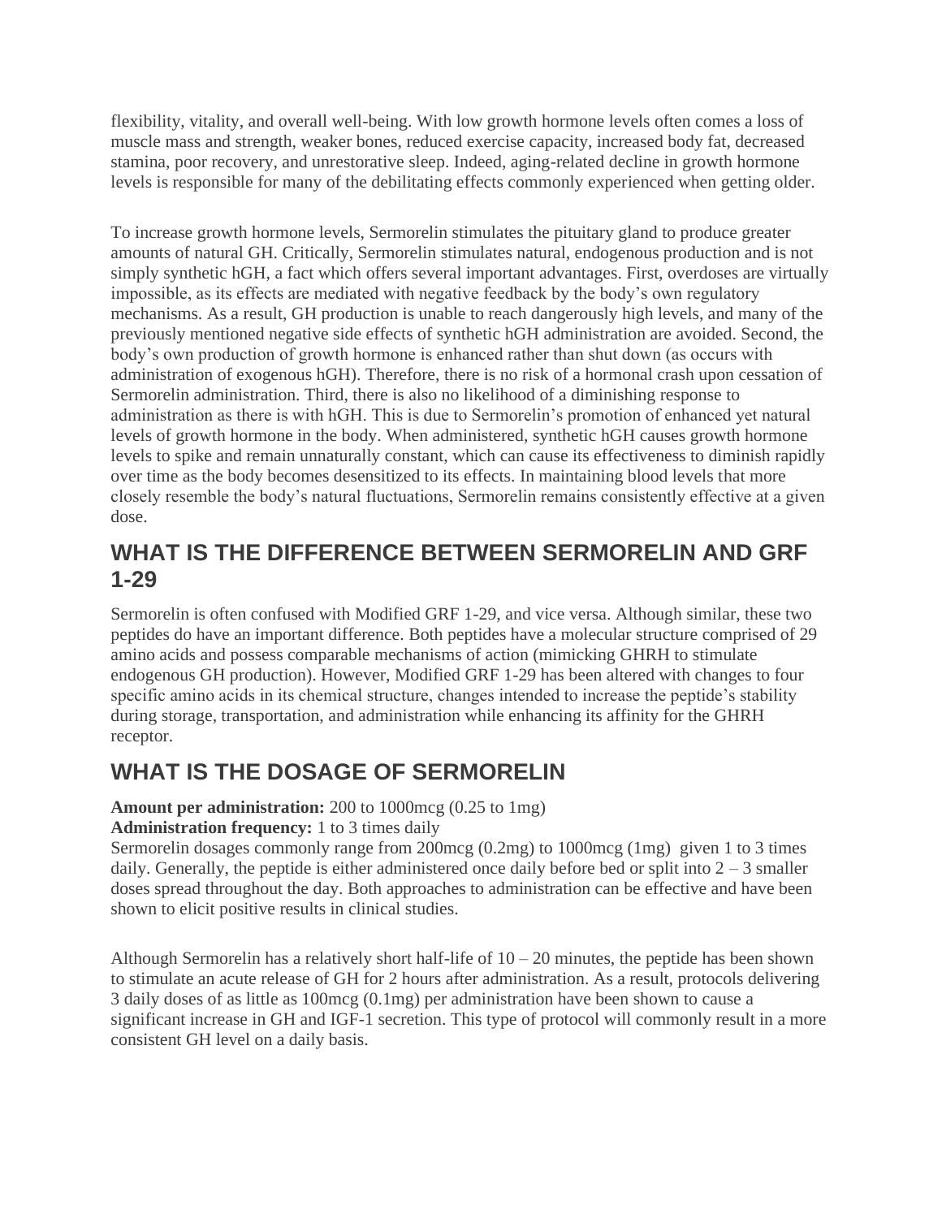flexibility, vitality, and overall well-being. With low growth hormone levels often comes a loss of muscle mass and strength, weaker bones, reduced exercise capacity, increased body fat, decreased stamina, poor recovery, and unrestorative sleep. Indeed, aging-related decline in growth hormone levels is responsible for many of the debilitating effects commonly experienced when getting older.

To increase growth hormone levels, Sermorelin stimulates the pituitary gland to produce greater amounts of natural GH. Critically, Sermorelin stimulates natural, endogenous production and is not simply synthetic hGH, a fact which offers several important advantages. First, overdoses are virtually impossible, as its effects are mediated with negative feedback by the body's own regulatory mechanisms. As a result, GH production is unable to reach dangerously high levels, and many of the previously mentioned negative side effects of synthetic hGH administration are avoided. Second, the body's own production of growth hormone is enhanced rather than shut down (as occurs with administration of exogenous hGH). Therefore, there is no risk of a hormonal crash upon cessation of Sermorelin administration. Third, there is also no likelihood of a diminishing response to administration as there is with hGH. This is due to Sermorelin's promotion of enhanced yet natural levels of growth hormone in the body. When administered, synthetic hGH causes growth hormone levels to spike and remain unnaturally constant, which can cause its effectiveness to diminish rapidly over time as the body becomes desensitized to its effects. In maintaining blood levels that more closely resemble the body's natural fluctuations, Sermorelin remains consistently effective at a given dose.

## WHAT IS THE DIFFERENCE BETWEEN SERMORELIN AND GRF 1-29

Sermorelin is often confused with Modified GRF 1-29, and vice versa. Although similar, these two peptides do have an important difference. Both peptides have a molecular structure comprised of 29 amino acids and possess comparable mechanisms of action (mimicking GHRH to stimulate endogenous GH production). However, Modified GRF 1-29 has been altered with changes to four specific amino acids in its chemical structure, changes intended to increase the peptide's stability during storage, transportation, and administration while enhancing its affinity for the GHRH receptor.

## WHAT IS THE DOSAGE OF SERMORELIN

**Amount per administration:** 200 to 1000mcg (0.25 to 1mg)
**Administration frequency:** 1 to 3 times daily
Sermorelin dosages commonly range from 200mcg (0.2mg) to 1000mcg (1mg) given 1 to 3 times daily. Generally, the peptide is either administered once daily before bed or split into 2 – 3 smaller doses spread throughout the day. Both approaches to administration can be effective and have been shown to elicit positive results in clinical studies.

Although Sermorelin has a relatively short half-life of 10 – 20 minutes, the peptide has been shown to stimulate an acute release of GH for 2 hours after administration. As a result, protocols delivering 3 daily doses of as little as 100mcg (0.1mg) per administration have been shown to cause a significant increase in GH and IGF-1 secretion. This type of protocol will commonly result in a more consistent GH level on a daily basis.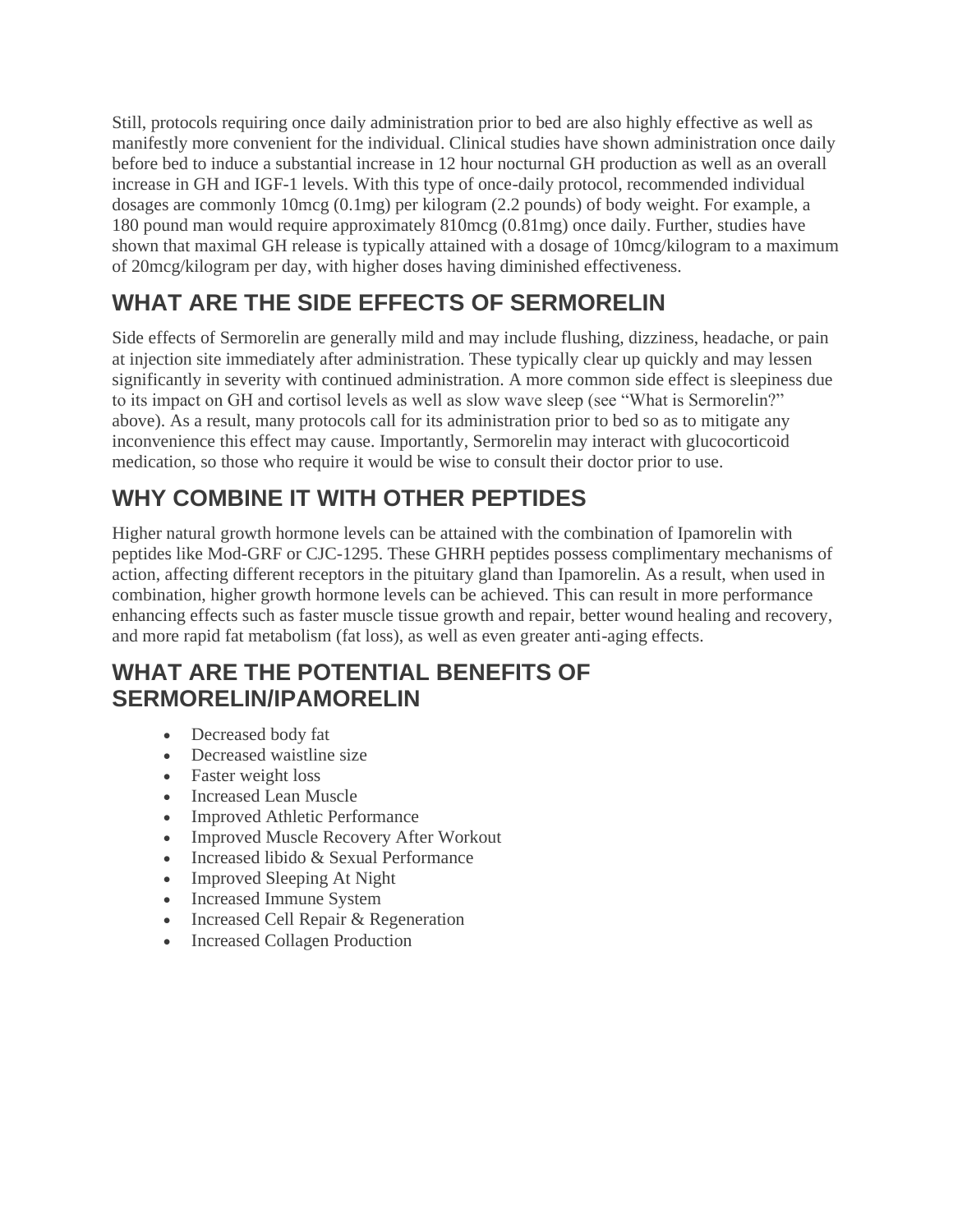Still, protocols requiring once daily administration prior to bed are also highly effective as well as manifestly more convenient for the individual. Clinical studies have shown administration once daily before bed to induce a substantial increase in 12 hour nocturnal GH production as well as an overall increase in GH and IGF-1 levels. With this type of once-daily protocol, recommended individual dosages are commonly 10mcg (0.1mg) per kilogram (2.2 pounds) of body weight. For example, a 180 pound man would require approximately 810mcg (0.81mg) once daily. Further, studies have shown that maximal GH release is typically attained with a dosage of 10mcg/kilogram to a maximum of 20mcg/kilogram per day, with higher doses having diminished effectiveness.

## WHAT ARE THE SIDE EFFECTS OF SERMORELIN

Side effects of Sermorelin are generally mild and may include flushing, dizziness, headache, or pain at injection site immediately after administration. These typically clear up quickly and may lessen significantly in severity with continued administration. A more common side effect is sleepiness due to its impact on GH and cortisol levels as well as slow wave sleep (see "What is Sermorelin?" above). As a result, many protocols call for its administration prior to bed so as to mitigate any inconvenience this effect may cause. Importantly, Sermorelin may interact with glucocorticoid medication, so those who require it would be wise to consult their doctor prior to use.

## WHY COMBINE IT WITH OTHER PEPTIDES

Higher natural growth hormone levels can be attained with the combination of Ipamorelin with peptides like Mod-GRF or CJC-1295. These GHRH peptides possess complimentary mechanisms of action, affecting different receptors in the pituitary gland than Ipamorelin. As a result, when used in combination, higher growth hormone levels can be achieved. This can result in more performance enhancing effects such as faster muscle tissue growth and repair, better wound healing and recovery, and more rapid fat metabolism (fat loss), as well as even greater anti-aging effects.

## WHAT ARE THE POTENTIAL BENEFITS OF SERMORELIN/IPAMORELIN

- Decreased body fat
- Decreased waistline size
- Faster weight loss
- Increased Lean Muscle
- Improved Athletic Performance
- Improved Muscle Recovery After Workout
- Increased libido & Sexual Performance
- Improved Sleeping At Night
- Increased Immune System
- Increased Cell Repair & Regeneration
- Increased Collagen Production